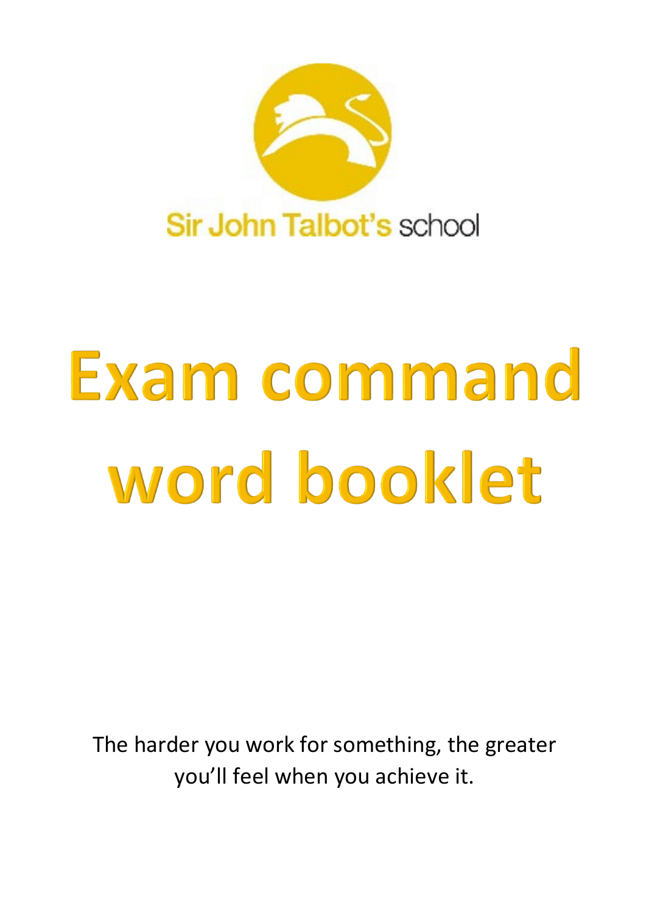Sir John Talbot's school

# Exam command word booklet

The harder you work for something, the greater you'll feel when you achieve it.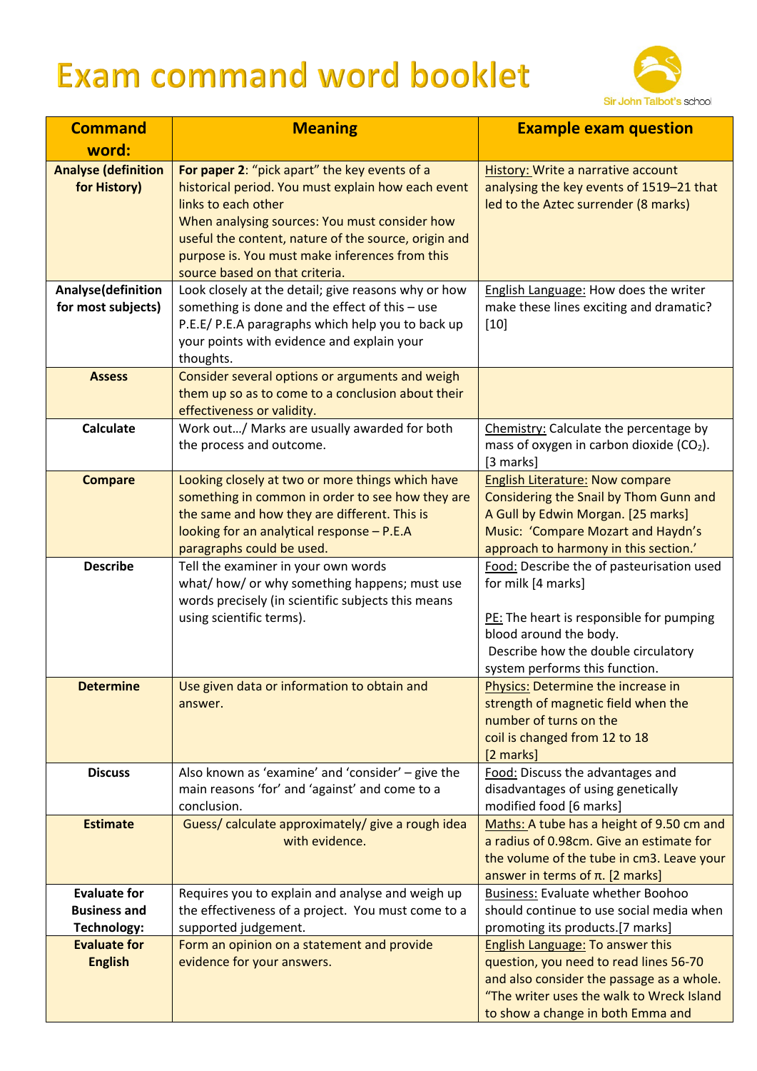# Exam command word booklet

Sir John Talbot's school

| Command word: | Meaning | Example exam question |
|---|---|---|
| **Analyse (definition for History)** | **For paper 2**: "pick apart" the key events of a historical period. You must explain how each event links to each other<br>When analysing sources: You must consider how useful the content, nature of the source, origin and purpose is. You must make inferences from this source based on that criteria. | History: Write a narrative account analysing the key events of 1519–21 that led to the Aztec surrender (8 marks) |
| **Analyse(definition for most subjects)** | Look closely at the detail; give reasons why or how something is done and the effect of this – use P.E.E/ P.E.A paragraphs which help you to back up your points with evidence and explain your thoughts. | English Language: How does the writer make these lines exciting and dramatic? [10] |
| **Assess** | Consider several options or arguments and weigh them up so as to come to a conclusion about their effectiveness or validity. | |
| **Calculate** | Work out…/ Marks are usually awarded for both the process and outcome. | Chemistry: Calculate the percentage by mass of oxygen in carbon dioxide ($CO_2$). [3 marks] |
| **Compare** | Looking closely at two or more things which have something in common in order to see how they are the same and how they are different. This is looking for an analytical response – P.E.A paragraphs could be used. | English Literature: Now compare Considering the Snail by Thom Gunn and A Gull by Edwin Morgan. [25 marks]<br>Music: 'Compare Mozart and Haydn's approach to harmony in this section.' |
| **Describe** | Tell the examiner in your own words what/ how/ or why something happens; must use words precisely (in scientific subjects this means using scientific terms). | Food: Describe the of pasteurisation used for milk [4 marks]<br><br>PE: The heart is responsible for pumping blood around the body.<br>Describe how the double circulatory system performs this function. |
| **Determine** | Use given data or information to obtain and answer. | Physics: Determine the increase in strength of magnetic field when the number of turns on the coil is changed from 12 to 18 [2 marks] |
| **Discuss** | Also known as 'examine' and 'consider' – give the main reasons 'for' and 'against' and come to a conclusion. | Food: Discuss the advantages and disadvantages of using genetically modified food [6 marks] |
| **Estimate** | Guess/ calculate approximately/ give a rough idea with evidence. | Maths: A tube has a height of 9.50 cm and a radius of 0.98cm. Give an estimate for the volume of the tube in cm3. Leave your answer in terms of π. [2 marks] |
| **Evaluate for Business and Technology:** | Requires you to explain and analyse and weigh up the effectiveness of a project. You must come to a supported judgement. | Business: Evaluate whether Boohoo should continue to use social media when promoting its products.[7 marks] |
| **Evaluate for English** | Form an opinion on a statement and provide evidence for your answers. | English Language: To answer this question, you need to read lines 56-70 and also consider the passage as a whole. "The writer uses the walk to Wreck Island to show a change in both Emma and |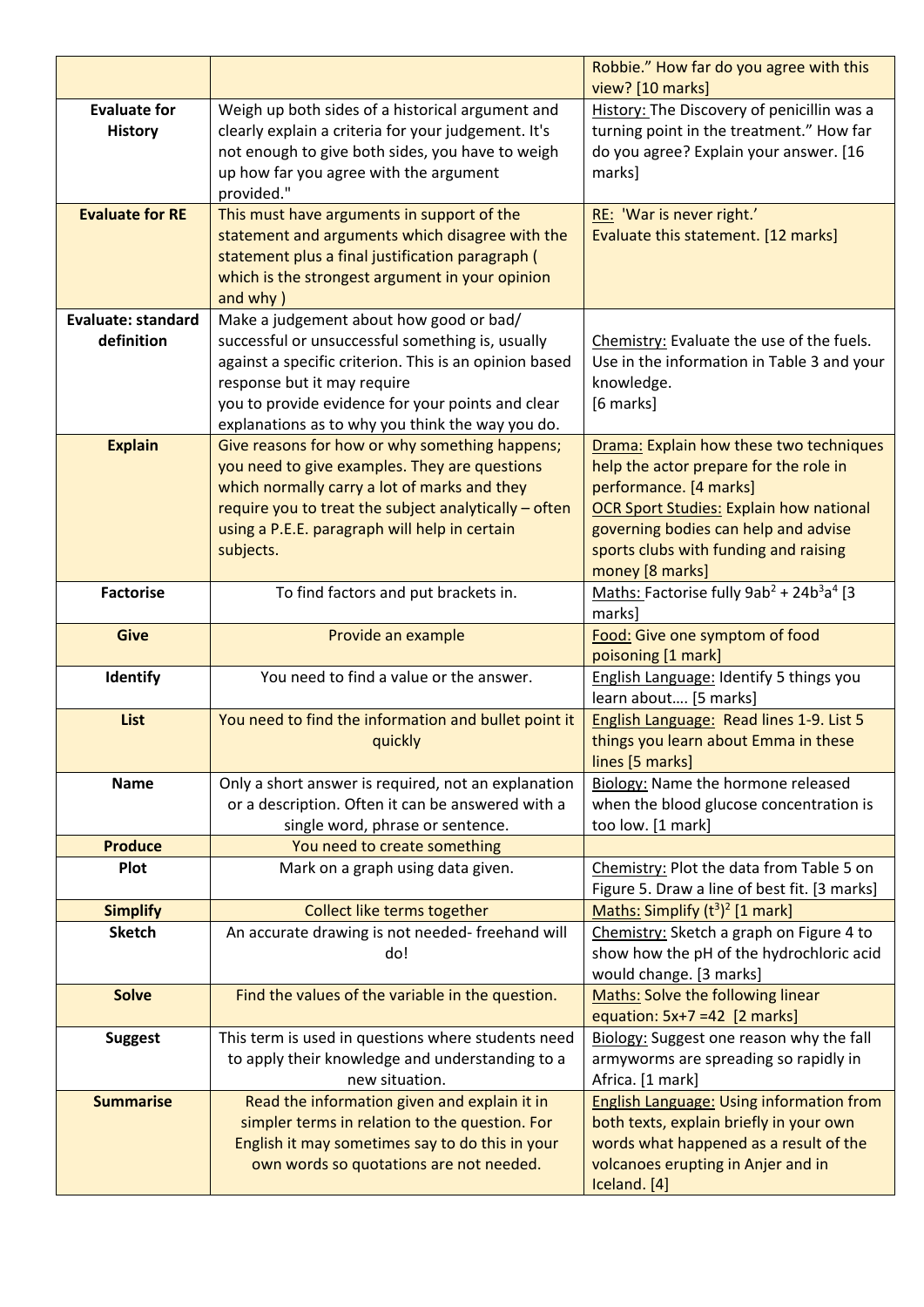| | | |
|---|---|---|
| | | Robbie." How far do you agree with this view? [10 marks] |
| **Evaluate for History** | Weigh up both sides of a historical argument and clearly explain a criteria for your judgement. It's not enough to give both sides, you have to weigh up how far you agree with the argument provided." | History: The Discovery of penicillin was a turning point in the treatment." How far do you agree? Explain your answer. [16 marks] |
| **Evaluate for RE** | This must have arguments in support of the statement and arguments which disagree with the statement plus a final justification paragraph ( which is the strongest argument in your opinion and why ) | RE: 'War is never right.' Evaluate this statement. [12 marks] |
| **Evaluate: standard definition** | Make a judgement about how good or bad/ successful or unsuccessful something is, usually against a specific criterion. This is an opinion based response but it may require you to provide evidence for your points and clear explanations as to why you think the way you do. | Chemistry: Evaluate the use of the fuels. Use in the information in Table 3 and your knowledge. [6 marks] |
| **Explain** | Give reasons for how or why something happens; you need to give examples. They are questions which normally carry a lot of marks and they require you to treat the subject analytically – often using a P.E.E. paragraph will help in certain subjects. | Drama: Explain how these two techniques help the actor prepare for the role in performance. [4 marks] OCR Sport Studies: Explain how national governing bodies can help and advise sports clubs with funding and raising money [8 marks] |
| **Factorise** | To find factors and put brackets in. | Maths: Factorise fully $9ab^2 + 24b^3a^4$ [3 marks] |
| **Give** | Provide an example | Food: Give one symptom of food poisoning [1 mark] |
| **Identify** | You need to find a value or the answer. | English Language: Identify 5 things you learn about…. [5 marks] |
| **List** | You need to find the information and bullet point it quickly | English Language: Read lines 1-9. List 5 things you learn about Emma in these lines [5 marks] |
| **Name** | Only a short answer is required, not an explanation or a description. Often it can be answered with a single word, phrase or sentence. | Biology: Name the hormone released when the blood glucose concentration is too low. [1 mark] |
| **Produce** | You need to create something | |
| **Plot** | Mark on a graph using data given. | Chemistry: Plot the data from Table 5 on Figure 5. Draw a line of best fit. [3 marks] |
| **Simplify** | Collect like terms together | Maths: Simplify $(t^3)^2$ [1 mark] |
| **Sketch** | An accurate drawing is not needed- freehand will do! | Chemistry: Sketch a graph on Figure 4 to show how the pH of the hydrochloric acid would change. [3 marks] |
| **Solve** | Find the values of the variable in the question. | Maths: Solve the following linear equation: $5x+7 = 42$ [2 marks] |
| **Suggest** | This term is used in questions where students need to apply their knowledge and understanding to a new situation. | Biology: Suggest one reason why the fall armyworms are spreading so rapidly in Africa. [1 mark] |
| **Summarise** | Read the information given and explain it in simpler terms in relation to the question. For English it may sometimes say to do this in your own words so quotations are not needed. | English Language: Using information from both texts, explain briefly in your own words what happened as a result of the volcanoes erupting in Anjer and in Iceland. [4] |